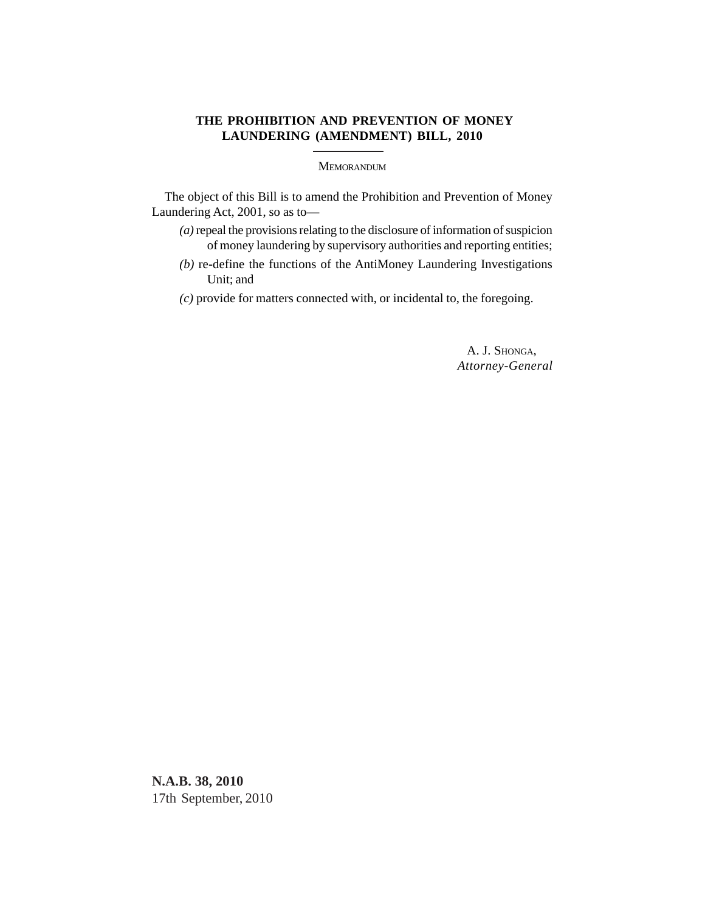# THE PROHIBITION AND PREVENTION OF MONEY LAUNDERING (AMENDMENT) BILL, 2010

MEMORANDUM

The object of this Bill is to amend the Prohibition and Prevention of Money Laundering Act, 2001, so as to—

*(a)* repeal the provisions relating to the disclosure of information of suspicion of money laundering by supervisory authorities and reporting entities;

*(b)* re-define the functions of the AntiMoney Laundering Investigations Unit; and

*(c)* provide for matters connected with, or incidental to, the foregoing.

A. J. SHONGA,
*Attorney-General*

**N.A.B. 38, 2010**
17th September, 2010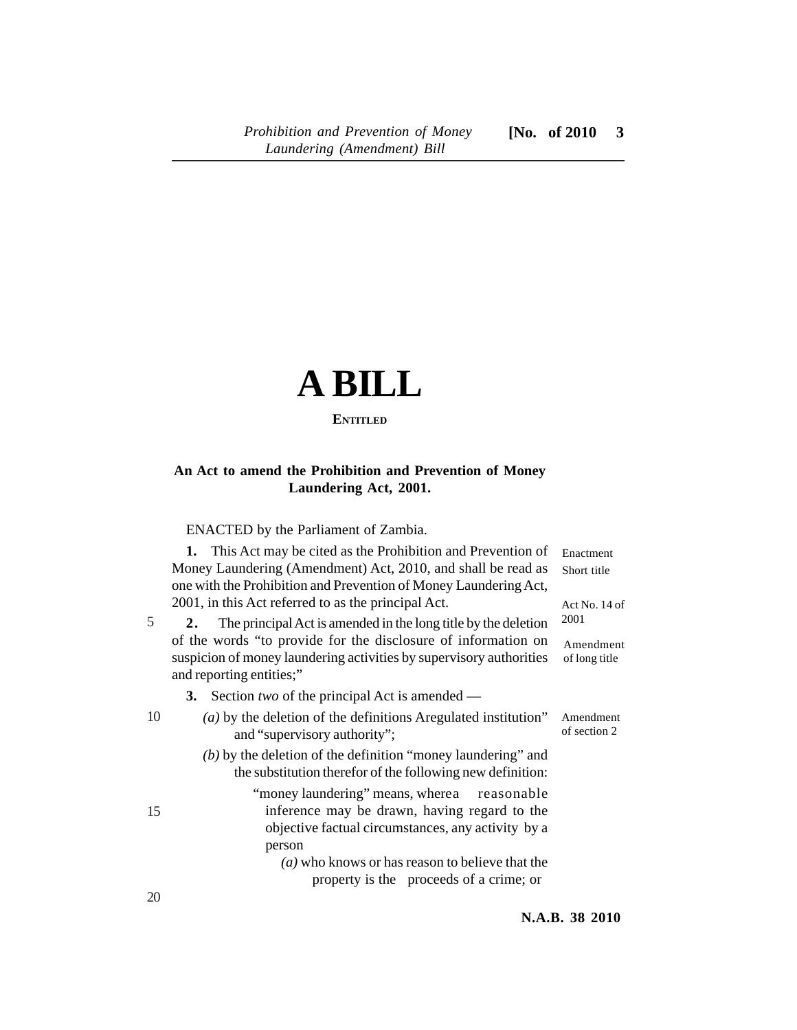# A BILL

**ENTITLED**

**An Act to amend the Prohibition and Prevention of Money Laundering Act, 2001.**

ENACTED by the Parliament of Zambia.

Enactment

Short title

Act No. 14 of 2001

**1.** This Act may be cited as the Prohibition and Prevention of Money Laundering (Amendment) Act, 2010, and shall be read as one with the Prohibition and Prevention of Money Laundering Act, 2001, in this Act referred to as the principal Act.

Amendment of long title

**2.** The principal Act is amended in the long title by the deletion of the words "to provide for the disclosure of information on suspicion of money laundering activities by supervisory authorities and reporting entities;"

Amendment of section 2

**3.** Section *two* of the principal Act is amended —

*(a)* by the deletion of the definitions Aregulated institution" and "supervisory authority";

*(b)* by the deletion of the definition "money laundering" and the substitution therefor of the following new definition:

"money laundering" means, wherea reasonable inference may be drawn, having regard to the objective factual circumstances, any activity by a person

*(a)* who knows or has reason to believe that the property is the proceeds of a crime; or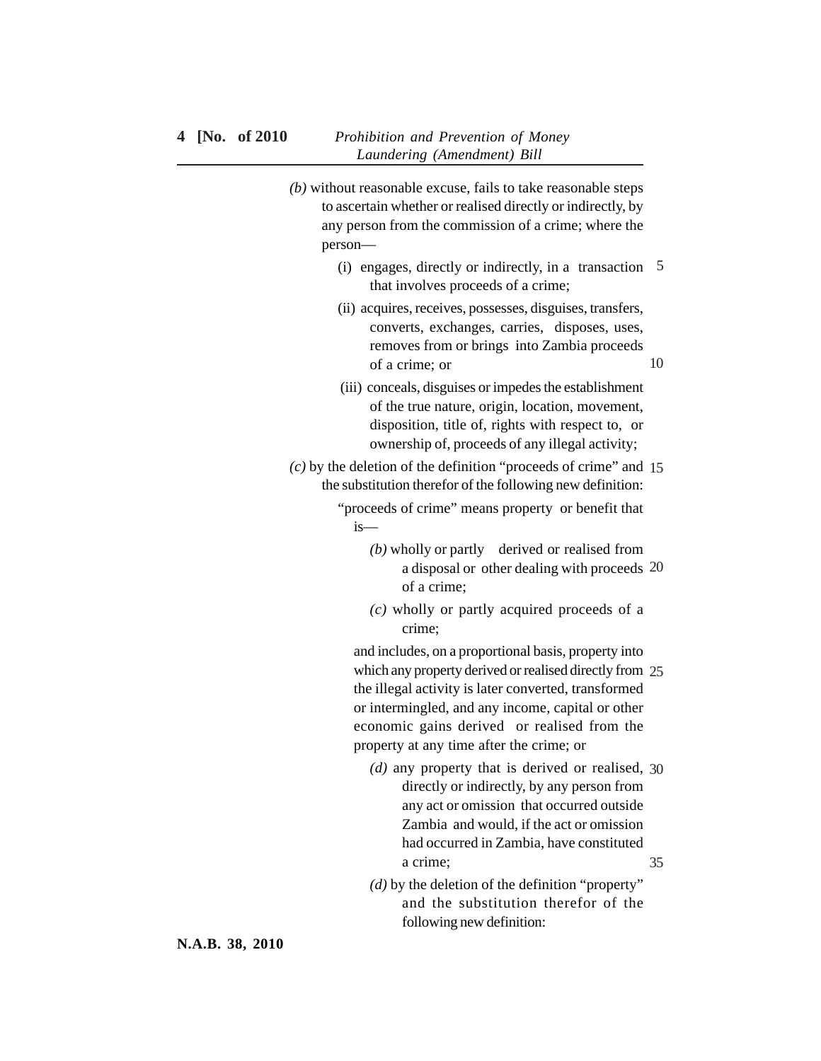*(b)* without reasonable excuse, fails to take reasonable steps to ascertain whether or realised directly or indirectly, by any person from the commission of a crime; where the person—

(i) engages, directly or indirectly, in a transaction that involves proceeds of a crime;

(ii) acquires, receives, possesses, disguises, transfers, converts, exchanges, carries, disposes, uses, removes from or brings into Zambia proceeds of a crime; or

(iii) conceals, disguises or impedes the establishment of the true nature, origin, location, movement, disposition, title of, rights with respect to, or ownership of, proceeds of any illegal activity;

*(c)* by the deletion of the definition "proceeds of crime" and the substitution therefor of the following new definition:

"proceeds of crime" means property or benefit that is—

*(b)* wholly or partly derived or realised from a disposal or other dealing with proceeds of a crime;

*(c)* wholly or partly acquired proceeds of a crime;

and includes, on a proportional basis, property into which any property derived or realised directly from the illegal activity is later converted, transformed or intermingled, and any income, capital or other economic gains derived or realised from the property at any time after the crime; or

*(d)* any property that is derived or realised, directly or indirectly, by any person from any act or omission that occurred outside Zambia and would, if the act or omission had occurred in Zambia, have constituted a crime;

*(d)* by the deletion of the definition "property" and the substitution therefor of the following new definition: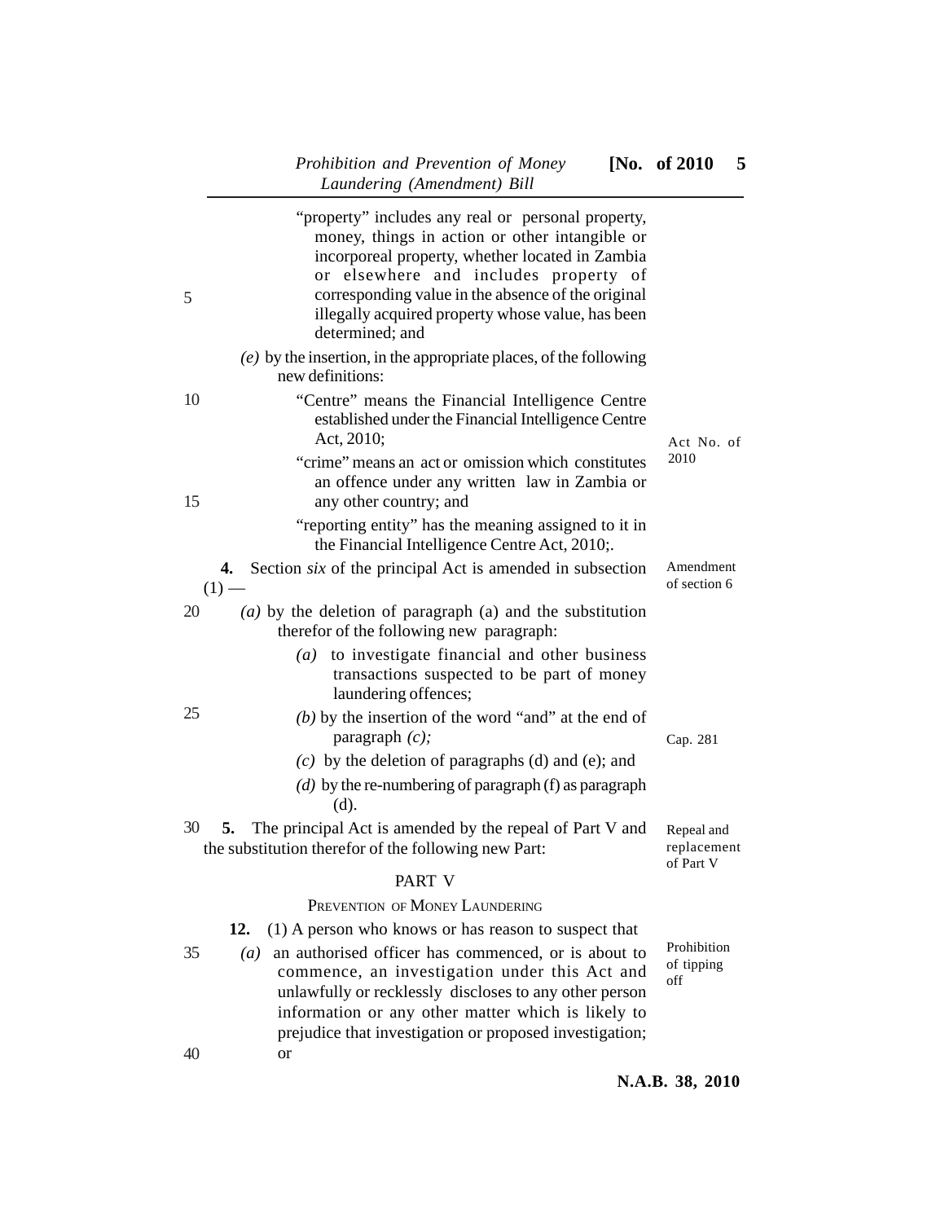"property" includes any real or personal property, money, things in action or other intangible or incorporeal property, whether located in Zambia or elsewhere and includes property of corresponding value in the absence of the original illegally acquired property whose value, has been determined; and

*(e)* by the insertion, in the appropriate places, of the following new definitions:

"Centre" means the Financial Intelligence Centre established under the Financial Intelligence Centre Act, 2010;

Act No. of 2010

"crime" means an act or omission which constitutes an offence under any written law in Zambia or any other country; and

"reporting entity" has the meaning assigned to it in the Financial Intelligence Centre Act, 2010;.

Amendment of section 6

**4.** Section *six* of the principal Act is amended in subsection (1) —

*(a)* by the deletion of paragraph (a) and the substitution therefor of the following new paragraph:

*(a)* to investigate financial and other business transactions suspected to be part of money laundering offences;

*(b)* by the insertion of the word "and" at the end of paragraph *(c);*

Cap. 281

*(c)* by the deletion of paragraphs (d) and (e); and

*(d)* by the re-numbering of paragraph (f) as paragraph (d).

Repeal and replacement of Part V

**5.** The principal Act is amended by the repeal of Part V and the substitution therefor of the following new Part:

## PART V

### PREVENTION OF MONEY LAUNDERING

Prohibition of tipping off

**12.** (1) A person who knows or has reason to suspect that

*(a)* an authorised officer has commenced, or is about to commence, an investigation under this Act and unlawfully or recklessly discloses to any other person information or any other matter which is likely to prejudice that investigation or proposed investigation; or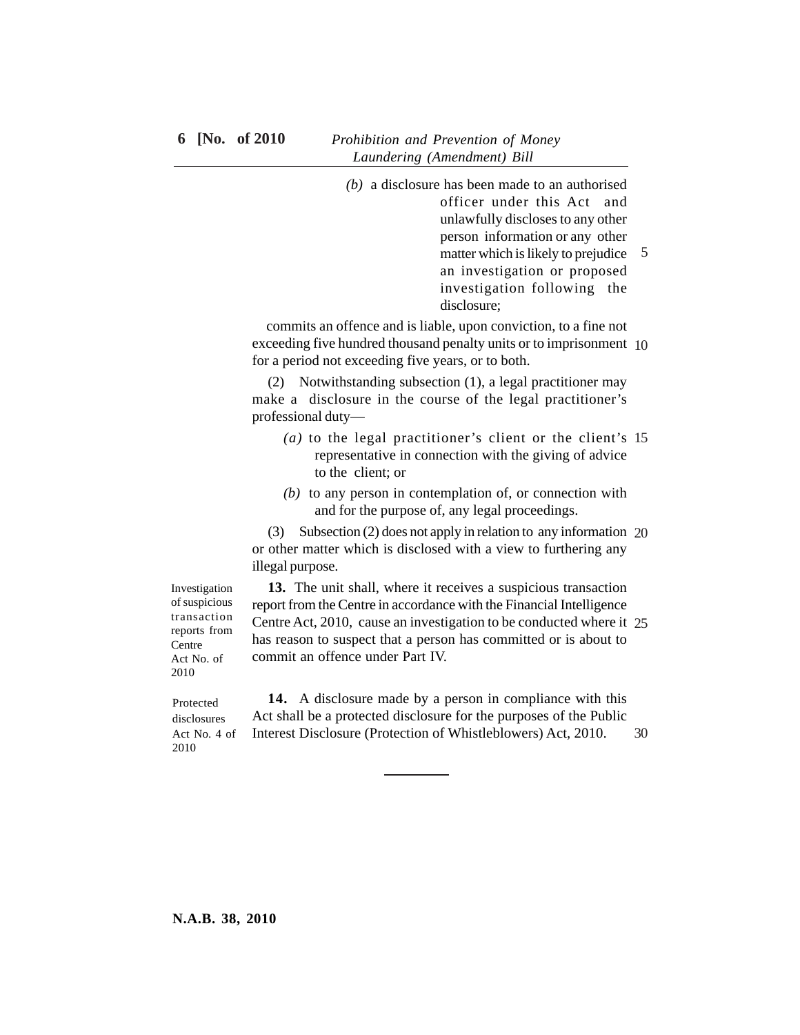*(b)* a disclosure has been made to an authorised officer under this Act and unlawfully discloses to any other person information or any other matter which is likely to prejudice an investigation or proposed investigation following the disclosure;

commits an offence and is liable, upon conviction, to a fine not exceeding five hundred thousand penalty units or to imprisonment for a period not exceeding five years, or to both.

(2) Notwithstanding subsection (1), a legal practitioner may make a disclosure in the course of the legal practitioner's professional duty—

*(a)* to the legal practitioner's client or the client's representative in connection with the giving of advice to the client; or

*(b)* to any person in contemplation of, or connection with and for the purpose of, any legal proceedings.

(3) Subsection (2) does not apply in relation to any information or other matter which is disclosed with a view to furthering any illegal purpose.

Investigation of suspicious transaction reports from Centre Act No. of 2010

**13.** The unit shall, where it receives a suspicious transaction report from the Centre in accordance with the Financial Intelligence Centre Act, 2010, cause an investigation to be conducted where it has reason to suspect that a person has committed or is about to commit an offence under Part IV.

Protected disclosures Act No. 4 of 2010

**14.** A disclosure made by a person in compliance with this Act shall be a protected disclosure for the purposes of the Public Interest Disclosure (Protection of Whistleblowers) Act, 2010.

---

N.A.B. 38, 2010